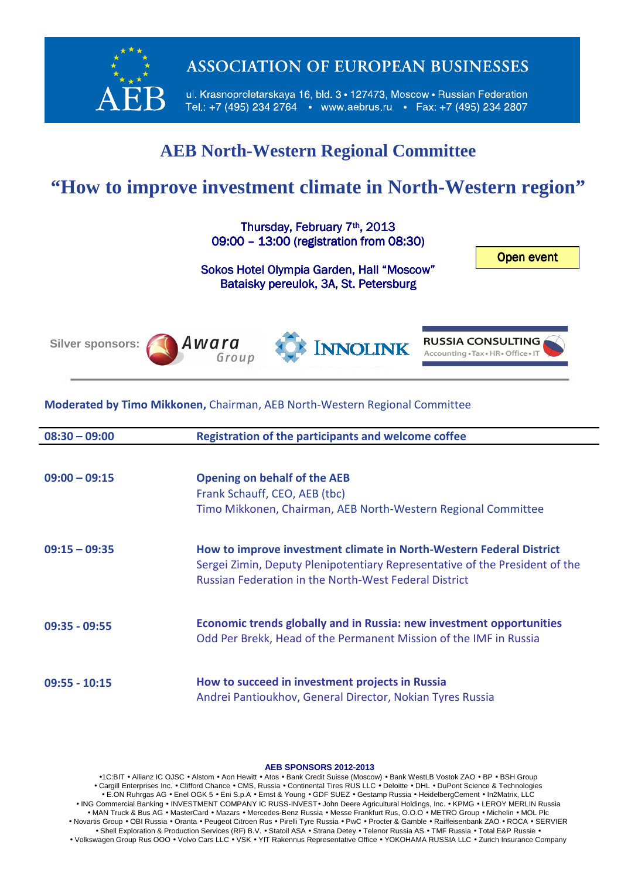# ASSOCIATION OF EUROPEAN BUSINESSES

AEB

ul. Krasnoproletarskaya 16, bld. 3 • 127473, Moscow • Russian Federation
Tel.: +7 (495) 234 2764 • www.aebrus.ru • Fax: +7 (495) 234 2807

## AEB North-Western Regional Committee

## "How to improve investment climate in North-Western region"

Thursday, February 7th, 2013
09:00 – 13:00 (registration from 08:30)

Sokos Hotel Olympia Garden, Hall "Moscow"
Bataisky pereulok, 3A, St. Petersburg

Open event

Silver sponsors: Awara Group, INNOLINK, RUSSIA CONSULTING Accounting • Tax • HR • Office • IT

**Moderated by Timo Mikkonen,** Chairman, AEB North-Western Regional Committee

| | |
|---|---|
| **08:30 – 09:00** | **Registration of the participants and welcome coffee** |
| **09:00 – 09:15** | **Opening on behalf of the AEB**<br>Frank Schauff, CEO, AEB (tbc)<br>Timo Mikkonen, Chairman, AEB North-Western Regional Committee |
| **09:15 – 09:35** | **How to improve investment climate in North-Western Federal District**<br>Sergei Zimin, Deputy Plenipotentiary Representative of the President of the Russian Federation in the North-West Federal District |
| **09:35 - 09:55** | **Economic trends globally and in Russia: new investment opportunities**<br>Odd Per Brekk, Head of the Permanent Mission of the IMF in Russia |
| **09:55 - 10:15** | **How to succeed in investment projects in Russia**<br>Andrei Pantioukhov, General Director, Nokian Tyres Russia |

**AEB SPONSORS 2012-2013**

•1C:BIT • Allianz IC OJSC • Alstom • Aon Hewitt • Atos • Bank Credit Suisse (Moscow) • Bank WestLB Vostok ZAO • BP • BSH Group • Cargill Enterprises Inc. • Clifford Chance • CMS, Russia • Continental Tires RUS LLC • Deloitte • DHL • DuPont Science & Technologies • E.ON Ruhrgas AG • Enel OGK 5 • Eni S.p.A • Ernst & Young • GDF SUEZ • Gestamp Russia • HeidelbergCement • In2Matrix, LLC • ING Commercial Banking • INVESTMENT COMPANY IC RUSS-INVEST• John Deere Agricultural Holdings, Inc. • KPMG • LEROY MERLIN Russia • MAN Truck & Bus AG • MasterCard • Mazars • Mercedes-Benz Russia • Messe Frankfurt Rus, O.O.O • METRO Group • Michelin • MOL Plc • Novartis Group • OBI Russia • Oranta • Peugeot Citroen Rus • Pirelli Tyre Russia • PwC • Procter & Gamble • Raiffeisenbank ZAO • ROCA • SERVIER • Shell Exploration & Production Services (RF) B.V. • Statoil ASA • Strana Detey • Telenor Russia AS • TMF Russia • Total E&P Russie • • Volkswagen Group Rus OOO • Volvo Cars LLC • VSK • YIT Rakennus Representative Office • YOKOHAMA RUSSIA LLC • Zurich Insurance Company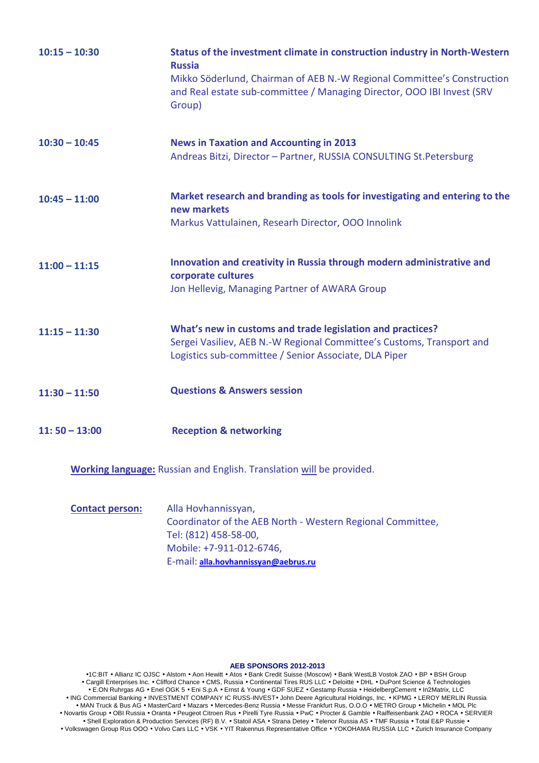| | |
|---|---|
| 10:15 – 10:30 | **Status of the investment climate in construction industry in North-Western Russia**<br>Mikko Söderlund, Chairman of AEB N.-W Regional Committee's Construction and Real estate sub-committee / Managing Director, OOO IBI Invest (SRV Group) |
| 10:30 – 10:45 | **News in Taxation and Accounting in 2013**<br>Andreas Bitzi, Director – Partner, RUSSIA CONSULTING St.Petersburg |
| 10:45 – 11:00 | **Market research and branding as tools for investigating and entering to the new markets**<br>Markus Vattulainen, Researh Director, OOO Innolink |
| 11:00 – 11:15 | **Innovation and creativity in Russia through modern administrative and corporate cultures**<br>Jon Hellevig, Managing Partner of AWARA Group |
| 11:15 – 11:30 | **What's new in customs and trade legislation and practices?**<br>Sergei Vasiliev, AEB N.-W Regional Committee's Customs, Transport and Logistics sub-committee / Senior Associate, DLA Piper |
| 11:30 – 11:50 | **Questions & Answers session** |
| 11: 50 – 13:00 | **Reception & networking** |

**Working language:** Russian and English. Translation will be provided.

**Contact person:** Alla Hovhannissyan,
Coordinator of the AEB North - Western Regional Committee,
Tel: (812) 458-58-00,
Mobile: +7-911-012-6746,
E-mail: **alla.hovhannissyan@aebrus.ru**

**AEB SPONSORS 2012-2013**

•1C:BIT • Allianz IC OJSC • Alstom • Aon Hewitt • Atos • Bank Credit Suisse (Moscow) • Bank WestLB Vostok ZAO • BP • BSH Group • Cargill Enterprises Inc. • Clifford Chance • CMS, Russia • Continental Tires RUS LLC • Deloitte • DHL • DuPont Science & Technologies • E.ON Ruhrgas AG • Enel OGK 5 • Eni S.p.A • Ernst & Young • GDF SUEZ • Gestamp Russia • HeidelbergCement • In2Matrix, LLC • ING Commercial Banking • INVESTMENT COMPANY IC RUSS-INVEST• John Deere Agricultural Holdings, Inc. • KPMG • LEROY MERLIN Russia • MAN Truck & Bus AG • MasterCard • Mazars • Mercedes-Benz Russia • Messe Frankfurt Rus, O.O.O • METRO Group • Michelin • MOL Plc • Novartis Group • OBI Russia • Oranta • Peugeot Citroen Rus • Pirelli Tyre Russia • PwC • Procter & Gamble • Raiffeisenbank ZAO • ROCA • SERVIER • Shell Exploration & Production Services (RF) B.V. • Statoil ASA • Strana Detey • Telenor Russia AS • TMF Russia • Total E&P Russie • • Volkswagen Group Rus OOO • Volvo Cars LLC • VSK • YIT Rakennus Representative Office • YOKOHAMA RUSSIA LLC • Zurich Insurance Company